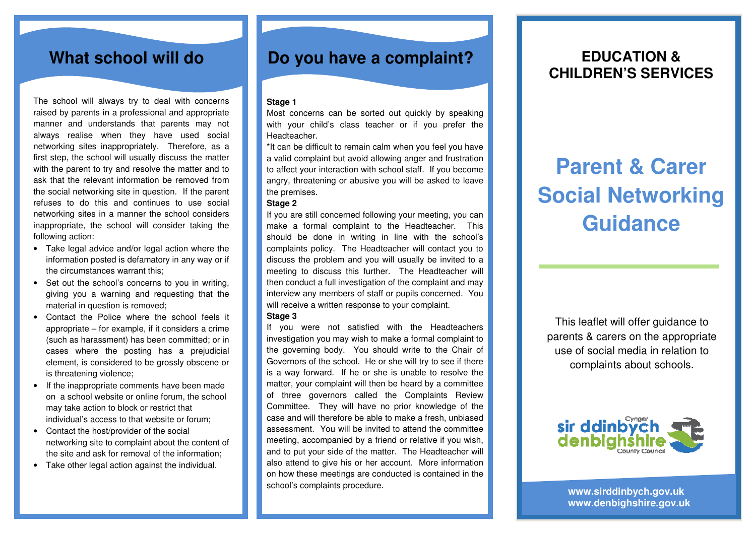## What school will do

The school will always try to deal with concerns raised by parents in a professional and appropriate manner and understands that parents may not always realise when they have used social networking sites inappropriately. Therefore, as a first step, the school will usually discuss the matter with the parent to try and resolve the matter and to ask that the relevant information be removed from the social networking site in question. If the parent refuses to do this and continues to use social networking sites in a manner the school considers inappropriate, the school will consider taking the following action:

- Take legal advice and/or legal action where the information posted is defamatory in any way or if the circumstances warrant this;
- Set out the school's concerns to you in writing, giving you a warning and requesting that the material in question is removed;
- Contact the Police where the school feels it appropriate – for example, if it considers a crime (such as harassment) has been committed; or in cases where the posting has a prejudicial element, is considered to be grossly obscene or is threatening violence;
- If the inappropriate comments have been made on a school website or online forum, the school may take action to block or restrict that individual's access to that website or forum;
- Contact the host/provider of the social networking site to complaint about the content of the site and ask for removal of the information;
- Take other legal action against the individual.

## Do you have a complaint?

**Stage 1**

Most concerns can be sorted out quickly by speaking with your child's class teacher or if you prefer the Headteacher.

*It can be difficult to remain calm when you feel you have a valid complaint but avoid allowing anger and frustration to affect your interaction with school staff. If you become angry, threatening or abusive you will be asked to leave the premises.

**Stage 2**

If you are still concerned following your meeting, you can make a formal complaint to the Headteacher. This should be done in writing in line with the school's complaints policy. The Headteacher will contact you to discuss the problem and you will usually be invited to a meeting to discuss this further. The Headteacher will then conduct a full investigation of the complaint and may interview any members of staff or pupils concerned. You will receive a written response to your complaint.

**Stage 3**

If you were not satisfied with the Headteachers investigation you may wish to make a formal complaint to the governing body. You should write to the Chair of Governors of the school. He or she will try to see if there is a way forward. If he or she is unable to resolve the matter, your complaint will then be heard by a committee of three governors called the Complaints Review Committee. They will have no prior knowledge of the case and will therefore be able to make a fresh, unbiased assessment. You will be invited to attend the committee meeting, accompanied by a friend or relative if you wish, and to put your side of the matter. The Headteacher will also attend to give his or her account. More information on how these meetings are conducted is contained in the school's complaints procedure.

## EDUCATION & CHILDREN'S SERVICES

# Parent & Carer Social Networking Guidance

This leaflet will offer guidance to parents & carers on the appropriate use of social media in relation to complaints about schools.

Cyngor sir ddinbych denbighshire County Council

**www.sirddinbych.gov.uk**
**www.denbighshire.gov.uk**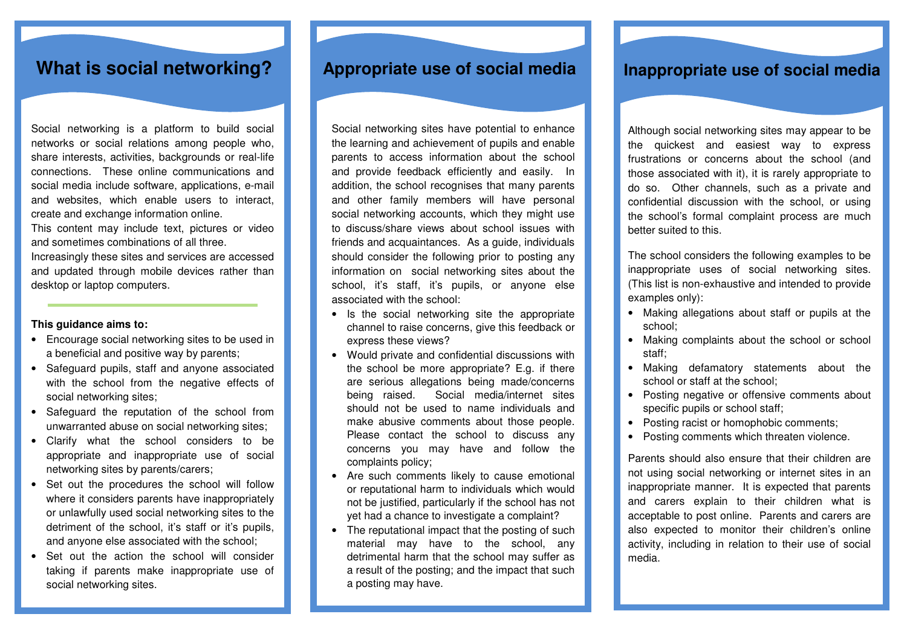## What is social networking?

Social networking is a platform to build social networks or social relations among people who, share interests, activities, backgrounds or real-life connections. These online communications and social media include software, applications, e-mail and websites, which enable users to interact, create and exchange information online.

This content may include text, pictures or video and sometimes combinations of all three.

Increasingly these sites and services are accessed and updated through mobile devices rather than desktop or laptop computers.

**This guidance aims to:**

- Encourage social networking sites to be used in a beneficial and positive way by parents;
- Safeguard pupils, staff and anyone associated with the school from the negative effects of social networking sites;
- Safeguard the reputation of the school from unwarranted abuse on social networking sites;
- Clarify what the school considers to be appropriate and inappropriate use of social networking sites by parents/carers;
- Set out the procedures the school will follow where it considers parents have inappropriately or unlawfully used social networking sites to the detriment of the school, it's staff or it's pupils, and anyone else associated with the school;
- Set out the action the school will consider taking if parents make inappropriate use of social networking sites.

## Appropriate use of social media

Social networking sites have potential to enhance the learning and achievement of pupils and enable parents to access information about the school and provide feedback efficiently and easily. In addition, the school recognises that many parents and other family members will have personal social networking accounts, which they might use to discuss/share views about school issues with friends and acquaintances. As a guide, individuals should consider the following prior to posting any information on social networking sites about the school, it's staff, it's pupils, or anyone else associated with the school:

- Is the social networking site the appropriate channel to raise concerns, give this feedback or express these views?
- Would private and confidential discussions with the school be more appropriate? E.g. if there are serious allegations being made/concerns being raised. Social media/internet sites should not be used to name individuals and make abusive comments about those people. Please contact the school to discuss any concerns you may have and follow the complaints policy;
- Are such comments likely to cause emotional or reputational harm to individuals which would not be justified, particularly if the school has not yet had a chance to investigate a complaint?
- The reputational impact that the posting of such material may have to the school, any detrimental harm that the school may suffer as a result of the posting; and the impact that such a posting may have.

## Inappropriate use of social media

Although social networking sites may appear to be the quickest and easiest way to express frustrations or concerns about the school (and those associated with it), it is rarely appropriate to do so. Other channels, such as a private and confidential discussion with the school, or using the school's formal complaint process are much better suited to this.

The school considers the following examples to be inappropriate uses of social networking sites. (This list is non-exhaustive and intended to provide examples only):

- Making allegations about staff or pupils at the school;
- Making complaints about the school or school staff;
- Making defamatory statements about the school or staff at the school;
- Posting negative or offensive comments about specific pupils or school staff;
- Posting racist or homophobic comments;
- Posting comments which threaten violence.

Parents should also ensure that their children are not using social networking or internet sites in an inappropriate manner. It is expected that parents and carers explain to their children what is acceptable to post online. Parents and carers are also expected to monitor their children's online activity, including in relation to their use of social media.